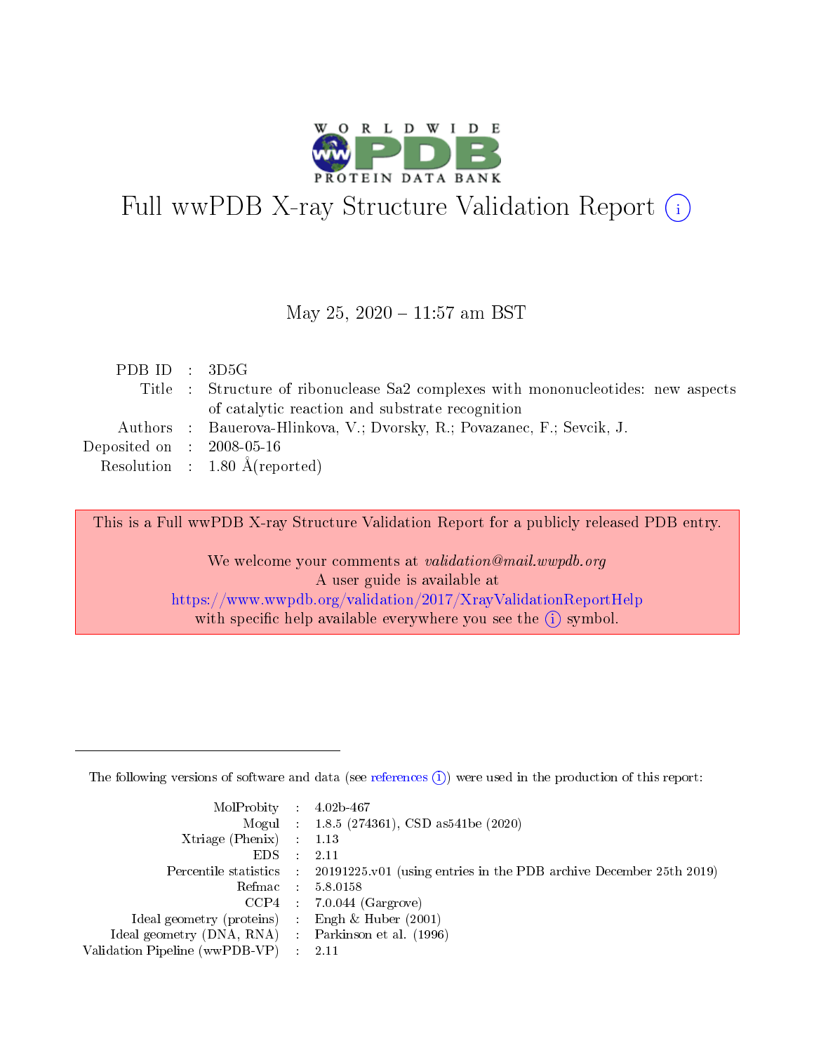# Full wwPDB X-ray Structure Validation Report (i)

May 25, 2020 – 11:57 am BST

| | | |
|---|---|---|
| PDB ID | : | 3D5G |
| Title | : | Structure of ribonuclease Sa2 complexes with mononucleotides: new aspects of catalytic reaction and substrate recognition |
| Authors | : | Bauerova-Hlinkova, V.; Dvorsky, R.; Povazanec, F.; Sevcik, J. |
| Deposited on | : | 2008-05-16 |
| Resolution | : | 1.80 Å(reported) |

This is a Full wwPDB X-ray Structure Validation Report for a publicly released PDB entry.

We welcome your comments at *validation@mail.wwpdb.org*
A user guide is available at
https://www.wwpdb.org/validation/2017/XrayValidationReportHelp
with specific help available everywhere you see the (i) symbol.

---

The following versions of software and data (see references (i)) were used in the production of this report:

| | | |
|---|---|---|
| MolProbity | : | 4.02b-467 |
| Mogul | : | 1.8.5 (274361), CSD as541be (2020) |
| Xtriage (Phenix) | : | 1.13 |
| EDS | : | 2.11 |
| Percentile statistics | : | 20191225.v01 (using entries in the PDB archive December 25th 2019) |
| Refmac | : | 5.8.0158 |
| CCP4 | : | 7.0.044 (Gargrove) |
| Ideal geometry (proteins) | : | Engh & Huber (2001) |
| Ideal geometry (DNA, RNA) | : | Parkinson et al. (1996) |
| Validation Pipeline (wwPDB-VP) | : | 2.11 |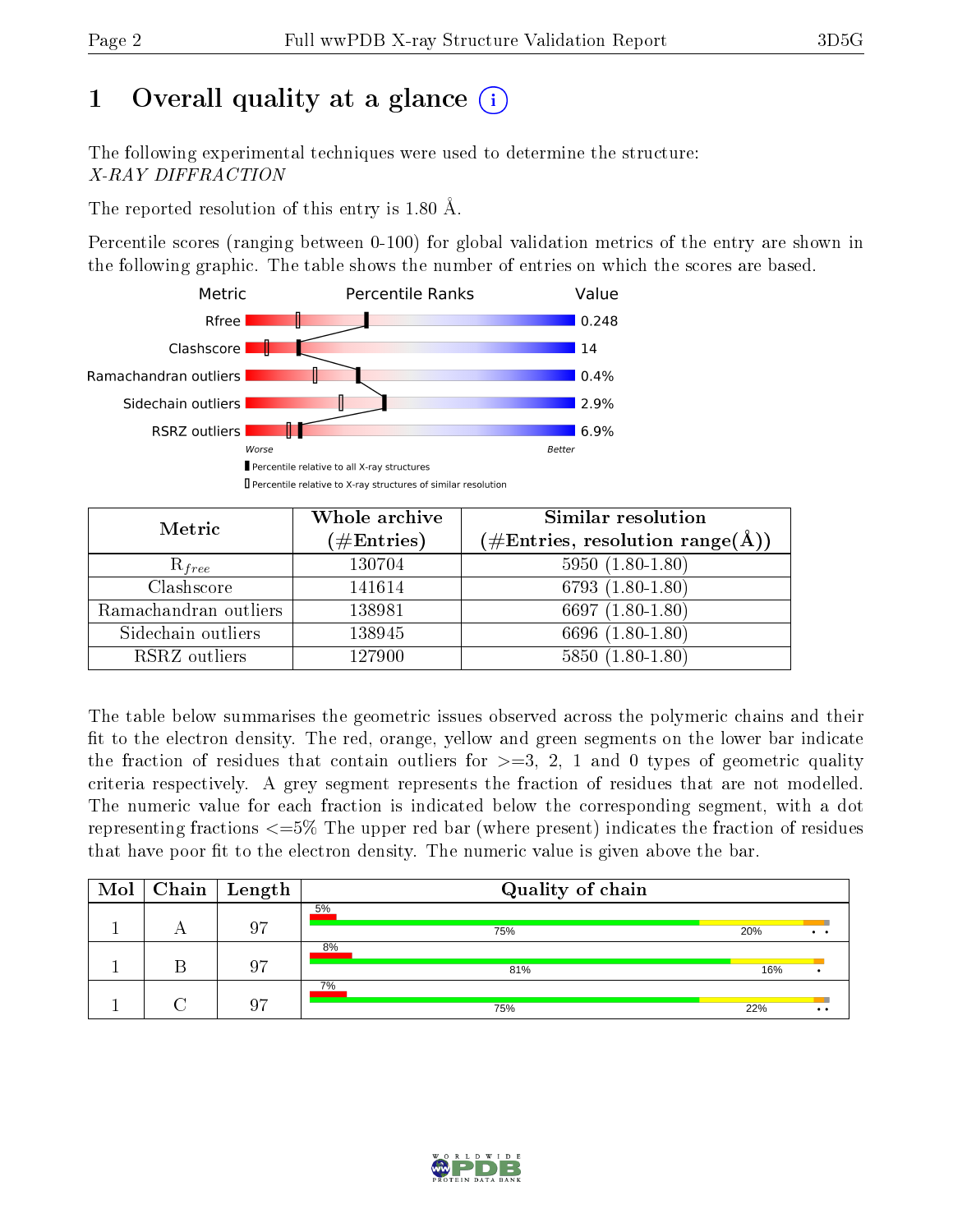# 1 Overall quality at a glance

The following experimental techniques were used to determine the structure:
*X-RAY DIFFRACTION*

The reported resolution of this entry is 1.80 Å.

Percentile scores (ranging between 0-100) for global validation metrics of the entry are shown in the following graphic. The table shows the number of entries on which the scores are based.

| Metric | Value |
|---|---|
| Rfree | 0.248 |
| Clashscore | 14 |
| Ramachandran outliers | 0.4% |
| Sidechain outliers | 2.9% |
| RSRZ outliers | 6.9% |

Worse — Better

▮ Percentile relative to all X-ray structures
▯ Percentile relative to X-ray structures of similar resolution

| Metric | Whole archive (#Entries) | Similar resolution (#Entries, resolution range(Å)) |
|---|---|---|
| $R_{free}$ | 130704 | 5950 (1.80-1.80) |
| Clashscore | 141614 | 6793 (1.80-1.80) |
| Ramachandran outliers | 138981 | 6697 (1.80-1.80) |
| Sidechain outliers | 138945 | 6696 (1.80-1.80) |
| RSRZ outliers | 127900 | 5850 (1.80-1.80) |

The table below summarises the geometric issues observed across the polymeric chains and their fit to the electron density. The red, orange, yellow and green segments on the lower bar indicate the fraction of residues that contain outliers for >=3, 2, 1 and 0 types of geometric quality criteria respectively. A grey segment represents the fraction of residues that are not modelled. The numeric value for each fraction is indicated below the corresponding segment, with a dot representing fractions <=5% The upper red bar (where present) indicates the fraction of residues that have poor fit to the electron density. The numeric value is given above the bar.

| Mol | Chain | Length | Quality of chain |
|---|---|---|---|
| 1 | A | 97 | 5% / 75% · 20% · • • |
| 1 | B | 97 | 8% / 81% · 16% · • |
| 1 | C | 97 | 7% / 75% · 22% · • • |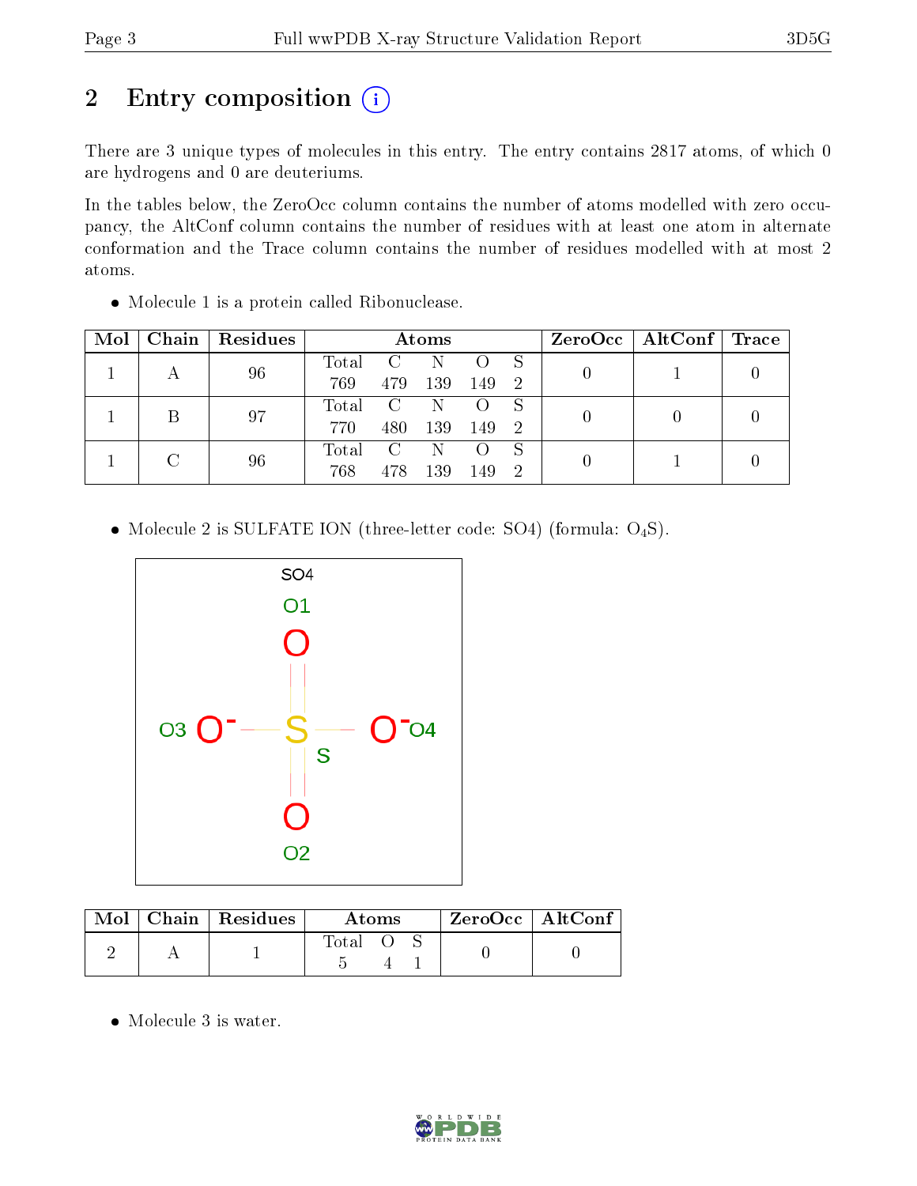# 2 Entry composition

There are 3 unique types of molecules in this entry. The entry contains 2817 atoms, of which 0 are hydrogens and 0 are deuteriums.

In the tables below, the ZeroOcc column contains the number of atoms modelled with zero occupancy, the AltConf column contains the number of residues with at least one atom in alternate conformation and the Trace column contains the number of residues modelled with at most 2 atoms.

- Molecule 1 is a protein called Ribonuclease.

| Mol | Chain | Residues | Atoms | | | | | ZeroOcc | AltConf | Trace |
|---|---|---|---|---|---|---|---|---|---|---|
| 1 | A | 96 | Total 769 | C 479 | N 139 | O 149 | S 2 | 0 | 1 | 0 |
| 1 | B | 97 | Total 770 | C 480 | N 139 | O 149 | S 2 | 0 | 0 | 0 |
| 1 | C | 96 | Total 768 | C 478 | N 139 | O 149 | S 2 | 0 | 1 | 0 |

- Molecule 2 is SULFATE ION (three-letter code: SO4) (formula: $O_4S$).

| Mol | Chain | Residues | Atoms | | | ZeroOcc | AltConf |
|---|---|---|---|---|---|---|---|
| 2 | A | 1 | Total 5 | O 4 | S 1 | 0 | 0 |

- Molecule 3 is water.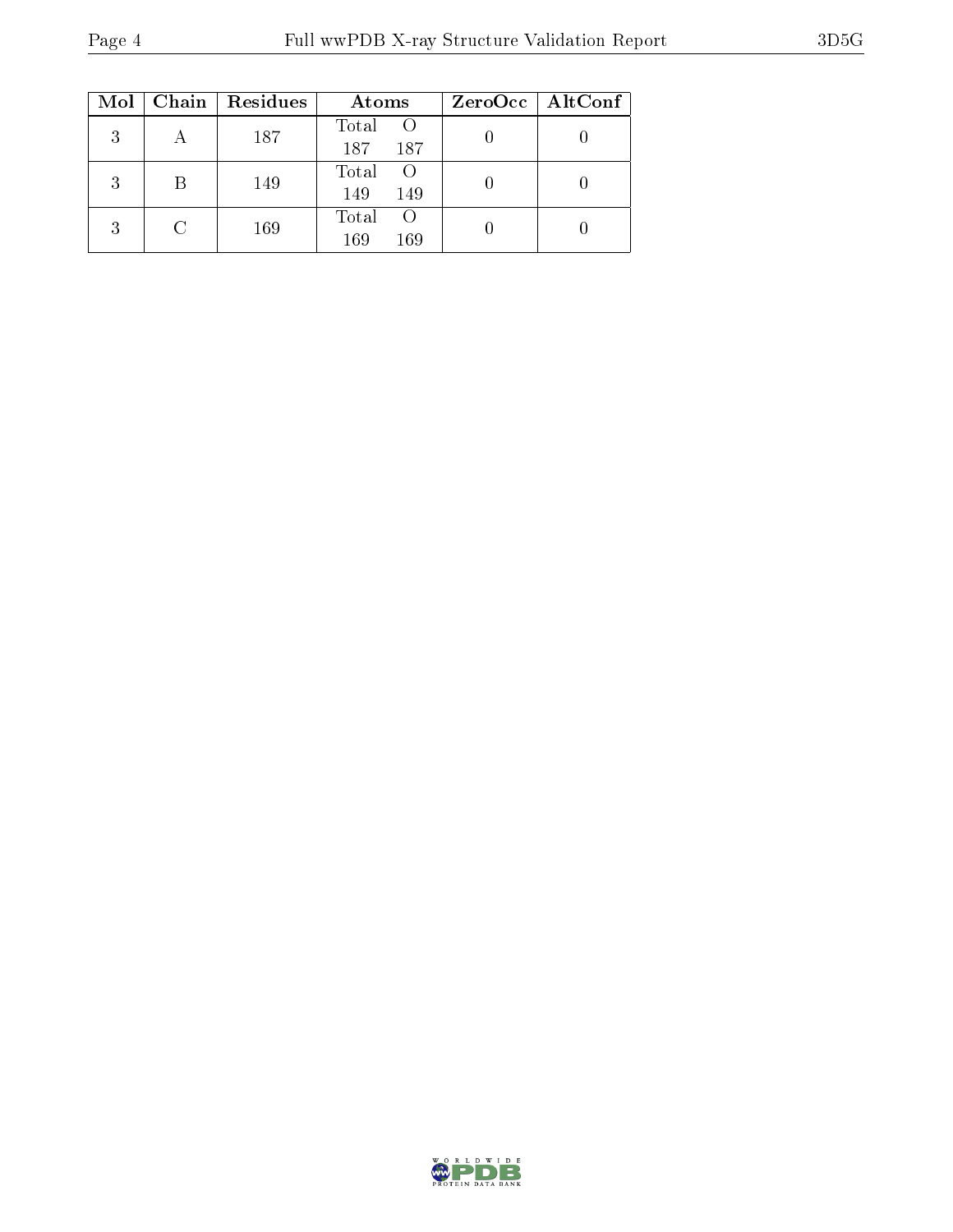| Mol | Chain | Residues | Atoms | | ZeroOcc | AltConf |
|---|---|---|---|---|---|---|
| 3 | A | 187 | Total<br>187 | O<br>187 | 0 | 0 |
| 3 | B | 149 | Total<br>149 | O<br>149 | 0 | 0 |
| 3 | C | 169 | Total<br>169 | O<br>169 | 0 | 0 |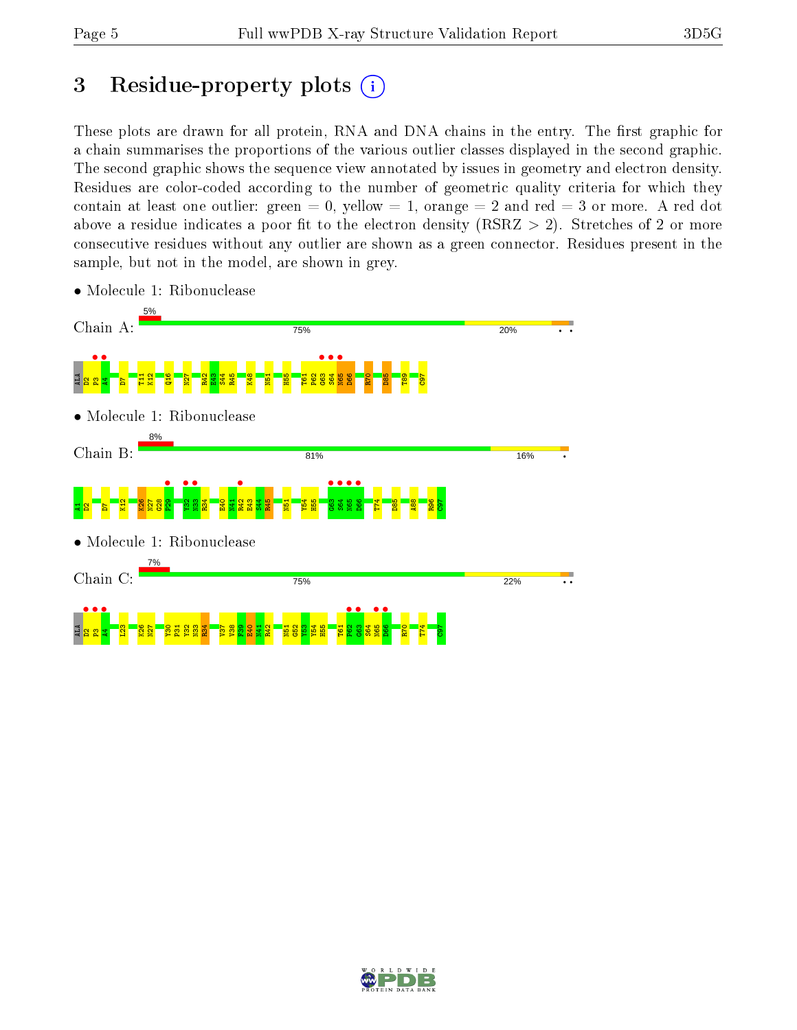# 3 Residue-property plots

These plots are drawn for all protein, RNA and DNA chains in the entry. The first graphic for a chain summarises the proportions of the various outlier classes displayed in the second graphic. The second graphic shows the sequence view annotated by issues in geometry and electron density. Residues are color-coded according to the number of geometric quality criteria for which they contain at least one outlier: green = 0, yellow = 1, orange = 2 and red = 3 or more. A red dot above a residue indicates a poor fit to the electron density (RSRZ > 2). Stretches of 2 or more consecutive residues without any outlier are shown as a green connector. Residues present in the sample, but not in the model, are shown in grey.

- Molecule 1: Ribonuclease

Chain A: 5% | 75% | 20% | • •

ALA D2 P3 A4 D7 T11 K12 Q16 N27 R42 E43 S44 R45 K48 N51 H55 T61 P62 G63 S64 N65 D66 R70 D85 T89 C97

- Molecule 1: Ribonuclease

Chain B: 8% | 81% | 16% | •

A1 D2 D7 K12 K26 N27 G28 P29 Y32 N33 R34 E40 N41 R42 E43 S44 R45 N51 Y54 H55 G63 S64 N65 D66 T74 D85 A88 R96 C97

- Molecule 1: Ribonuclease

Chain C: 7% | 75% | 22% | • •

ALA D2 P3 A4 L23 K26 N27 Y30 P31 Y32 N33 R34 V37 V38 P39 E40 N41 R42 N51 G52 Y53 Y54 H55 T61 P62 G63 S64 N65 D66 R70 T74 C97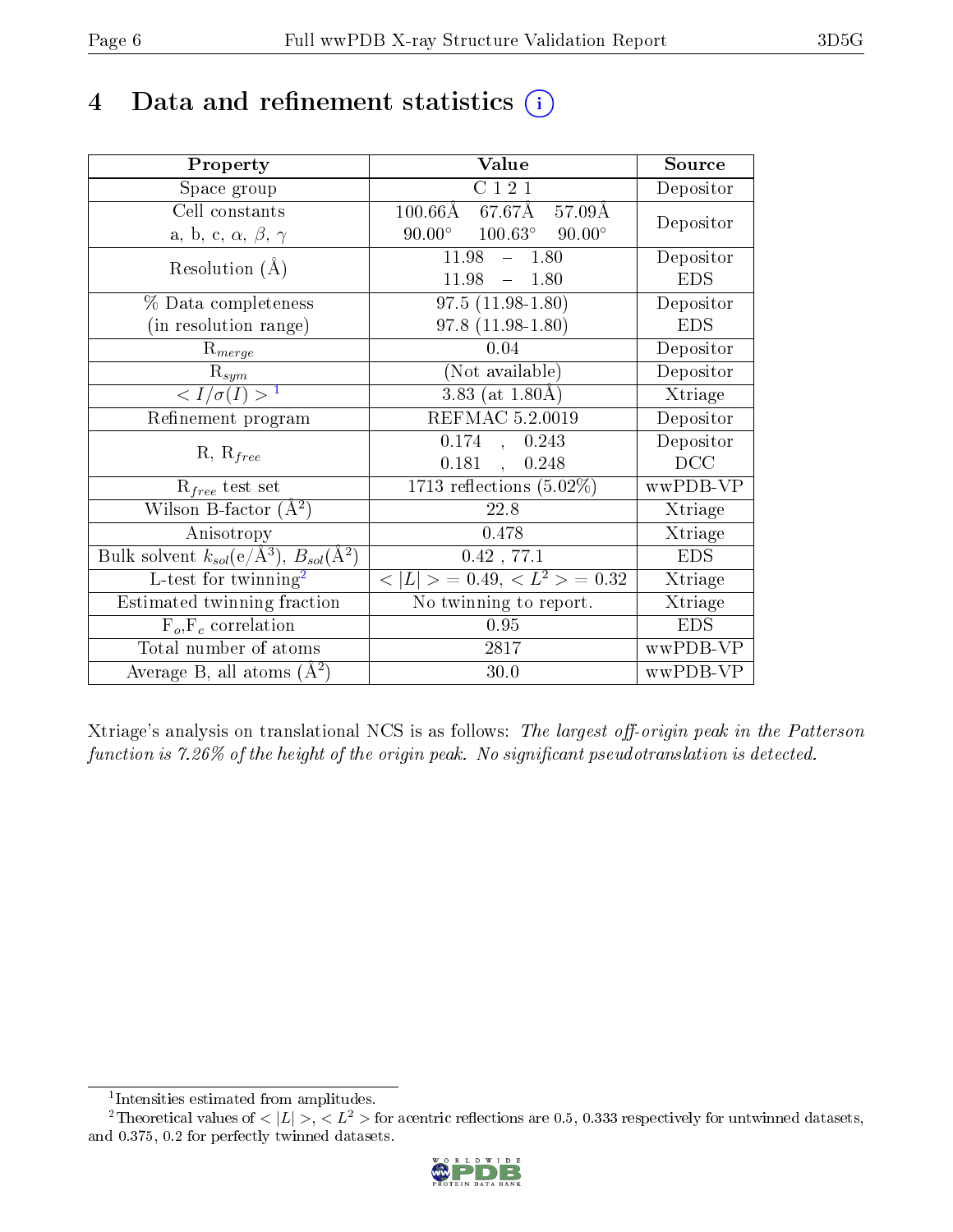# 4 Data and refinement statistics (i)

| Property | Value | Source |
|---|---|---|
| Space group | C 1 2 1 | Depositor |
| Cell constants<br>a, b, c, $\alpha$, $\beta$, $\gamma$ | 100.66Å 67.67Å 57.09Å<br>90.00° 100.63° 90.00° | Depositor |
| Resolution (Å) | 11.98 – 1.80<br>11.98 – 1.80 | Depositor<br>EDS |
| % Data completeness<br>(in resolution range) | 97.5 (11.98-1.80)<br>97.8 (11.98-1.80) | Depositor<br>EDS |
| $R_{merge}$ | 0.04 | Depositor |
| $R_{sym}$ | (Not available) | Depositor |
| $< I/\sigma(I) >$ [1] | 3.83 (at 1.80Å) | Xtriage |
| Refinement program | REFMAC 5.2.0019 | Depositor |
| R, $R_{free}$ | 0.174 , 0.243<br>0.181 , 0.248 | Depositor<br>DCC |
| $R_{free}$ test set | 1713 reflections (5.02%) | wwPDB-VP |
| Wilson B-factor (Å$^2$) | 22.8 | Xtriage |
| Anisotropy | 0.478 | Xtriage |
| Bulk solvent $k_{sol}$(e/Å$^3$), $B_{sol}$(Å$^2$) | 0.42 , 77.1 | EDS |
| L-test for twinning[2] | $< \|L\| >$ = 0.49, $< L^2 >$ = 0.32 | Xtriage |
| Estimated twinning fraction | No twinning to report. | Xtriage |
| $F_o$,$F_c$ correlation | 0.95 | EDS |
| Total number of atoms | 2817 | wwPDB-VP |
| Average B, all atoms (Å$^2$) | 30.0 | wwPDB-VP |

Xtriage's analysis on translational NCS is as follows: *The largest off-origin peak in the Patterson function is 7.26% of the height of the origin peak. No significant pseudotranslation is detected.*

[1] Intensities estimated from amplitudes.

[2] Theoretical values of $< |L| >$, $< L^2 >$ for acentric reflections are 0.5, 0.333 respectively for untwinned datasets, and 0.375, 0.2 for perfectly twinned datasets.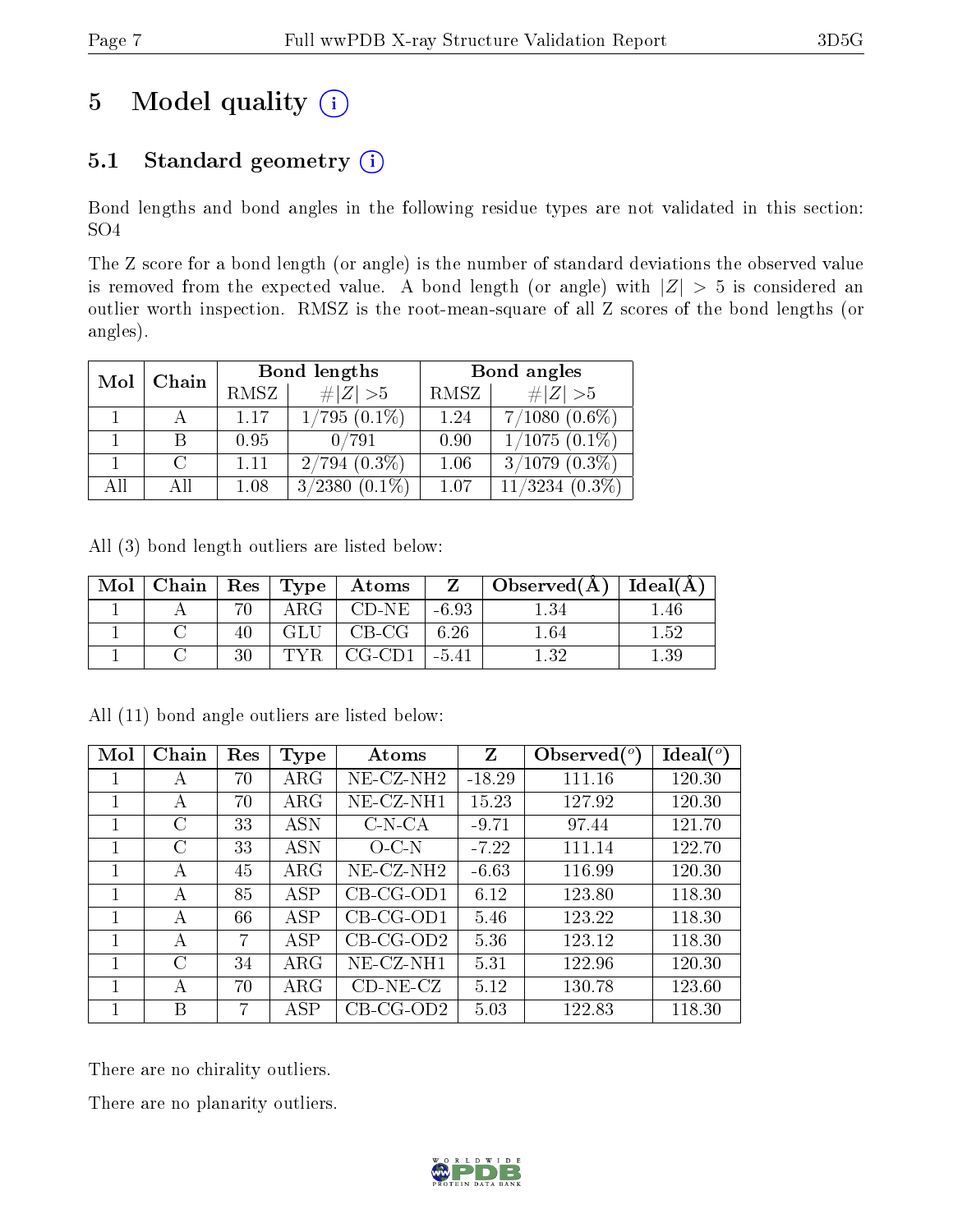# 5 Model quality (i)

## 5.1 Standard geometry (i)

Bond lengths and bond angles in the following residue types are not validated in this section: SO4

The Z score for a bond length (or angle) is the number of standard deviations the observed value is removed from the expected value. A bond length (or angle) with $|Z| > 5$ is considered an outlier worth inspection. RMSZ is the root-mean-square of all Z scores of the bond lengths (or angles).

| Mol | Chain | Bond lengths | | Bond angles | |
|---|---|---|---|---|---|
| | | RMSZ | $\#\|Z\| > 5$ | RMSZ | $\#\|Z\| > 5$ |
| 1 | A | 1.17 | 1/795 (0.1%) | 1.24 | 7/1080 (0.6%) |
| 1 | B | 0.95 | 0/791 | 0.90 | 1/1075 (0.1%) |
| 1 | C | 1.11 | 2/794 (0.3%) | 1.06 | 3/1079 (0.3%) |
| All | All | 1.08 | 3/2380 (0.1%) | 1.07 | 11/3234 (0.3%) |

All (3) bond length outliers are listed below:

| Mol | Chain | Res | Type | Atoms | Z | Observed(Å) | Ideal(Å) |
|---|---|---|---|---|---|---|---|
| 1 | A | 70 | ARG | CD-NE | -6.93 | 1.34 | 1.46 |
| 1 | C | 40 | GLU | CB-CG | 6.26 | 1.64 | 1.52 |
| 1 | C | 30 | TYR | CG-CD1 | -5.41 | 1.32 | 1.39 |

All (11) bond angle outliers are listed below:

| Mol | Chain | Res | Type | Atoms | Z | Observed($^o$) | Ideal($^o$) |
|---|---|---|---|---|---|---|---|
| 1 | A | 70 | ARG | NE-CZ-NH2 | -18.29 | 111.16 | 120.30 |
| 1 | A | 70 | ARG | NE-CZ-NH1 | 15.23 | 127.92 | 120.30 |
| 1 | C | 33 | ASN | C-N-CA | -9.71 | 97.44 | 121.70 |
| 1 | C | 33 | ASN | O-C-N | -7.22 | 111.14 | 122.70 |
| 1 | A | 45 | ARG | NE-CZ-NH2 | -6.63 | 116.99 | 120.30 |
| 1 | A | 85 | ASP | CB-CG-OD1 | 6.12 | 123.80 | 118.30 |
| 1 | A | 66 | ASP | CB-CG-OD1 | 5.46 | 123.22 | 118.30 |
| 1 | A | 7 | ASP | CB-CG-OD2 | 5.36 | 123.12 | 118.30 |
| 1 | C | 34 | ARG | NE-CZ-NH1 | 5.31 | 122.96 | 120.30 |
| 1 | A | 70 | ARG | CD-NE-CZ | 5.12 | 130.78 | 123.60 |
| 1 | B | 7 | ASP | CB-CG-OD2 | 5.03 | 122.83 | 118.30 |

There are no chirality outliers.

There are no planarity outliers.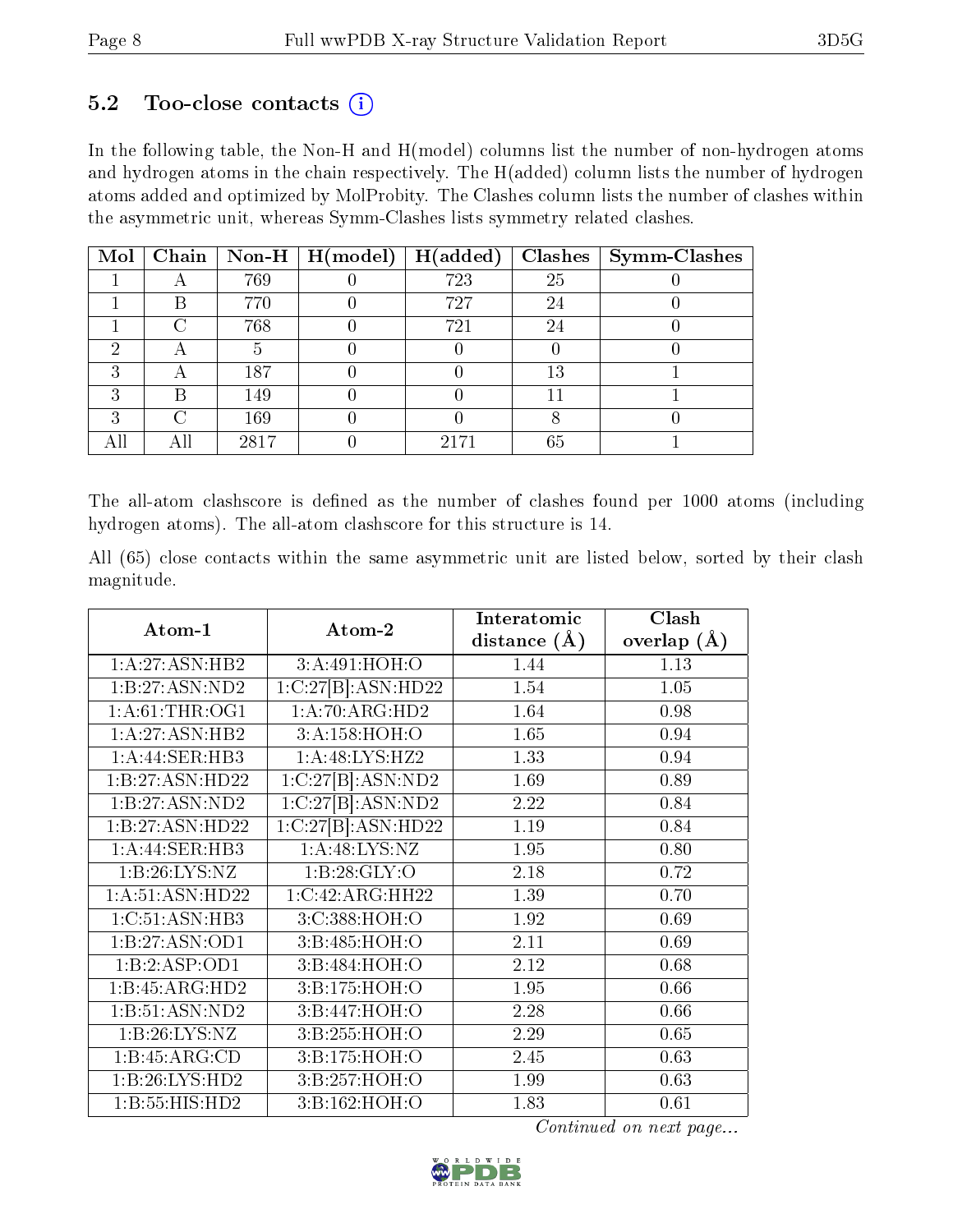### 5.2 Too-close contacts (i)

In the following table, the Non-H and H(model) columns list the number of non-hydrogen atoms and hydrogen atoms in the chain respectively. The H(added) column lists the number of hydrogen atoms added and optimized by MolProbity. The Clashes column lists the number of clashes within the asymmetric unit, whereas Symm-Clashes lists symmetry related clashes.

| Mol | Chain | Non-H | H(model) | H(added) | Clashes | Symm-Clashes |
|---|---|---|---|---|---|---|
| 1 | A | 769 | 0 | 723 | 25 | 0 |
| 1 | B | 770 | 0 | 727 | 24 | 0 |
| 1 | C | 768 | 0 | 721 | 24 | 0 |
| 2 | A | 5 | 0 | 0 | 0 | 0 |
| 3 | A | 187 | 0 | 0 | 13 | 1 |
| 3 | B | 149 | 0 | 0 | 11 | 1 |
| 3 | C | 169 | 0 | 0 | 8 | 0 |
| All | All | 2817 | 0 | 2171 | 65 | 1 |

The all-atom clashscore is defined as the number of clashes found per 1000 atoms (including hydrogen atoms). The all-atom clashscore for this structure is 14.

All (65) close contacts within the same asymmetric unit are listed below, sorted by their clash magnitude.

| Atom-1 | Atom-2 | Interatomic distance (Å) | Clash overlap (Å) |
|---|---|---|---|
| 1:A:27:ASN:HB2 | 3:A:491:HOH:O | 1.44 | 1.13 |
| 1:B:27:ASN:ND2 | 1:C:27[B]:ASN:HD22 | 1.54 | 1.05 |
| 1:A:61:THR:OG1 | 1:A:70:ARG:HD2 | 1.64 | 0.98 |
| 1:A:27:ASN:HB2 | 3:A:158:HOH:O | 1.65 | 0.94 |
| 1:A:44:SER:HB3 | 1:A:48:LYS:HZ2 | 1.33 | 0.94 |
| 1:B:27:ASN:HD22 | 1:C:27[B]:ASN:ND2 | 1.69 | 0.89 |
| 1:B:27:ASN:ND2 | 1:C:27[B]:ASN:ND2 | 2.22 | 0.84 |
| 1:B:27:ASN:HD22 | 1:C:27[B]:ASN:HD22 | 1.19 | 0.84 |
| 1:A:44:SER:HB3 | 1:A:48:LYS:NZ | 1.95 | 0.80 |
| 1:B:26:LYS:NZ | 1:B:28:GLY:O | 2.18 | 0.72 |
| 1:A:51:ASN:HD22 | 1:C:42:ARG:HH22 | 1.39 | 0.70 |
| 1:C:51:ASN:HB3 | 3:C:388:HOH:O | 1.92 | 0.69 |
| 1:B:27:ASN:OD1 | 3:B:485:HOH:O | 2.11 | 0.69 |
| 1:B:2:ASP:OD1 | 3:B:484:HOH:O | 2.12 | 0.68 |
| 1:B:45:ARG:HD2 | 3:B:175:HOH:O | 1.95 | 0.66 |
| 1:B:51:ASN:ND2 | 3:B:447:HOH:O | 2.28 | 0.66 |
| 1:B:26:LYS:NZ | 3:B:255:HOH:O | 2.29 | 0.65 |
| 1:B:45:ARG:CD | 3:B:175:HOH:O | 2.45 | 0.63 |
| 1:B:26:LYS:HD2 | 3:B:257:HOH:O | 1.99 | 0.63 |
| 1:B:55:HIS:HD2 | 3:B:162:HOH:O | 1.83 | 0.61 |

*Continued on next page...*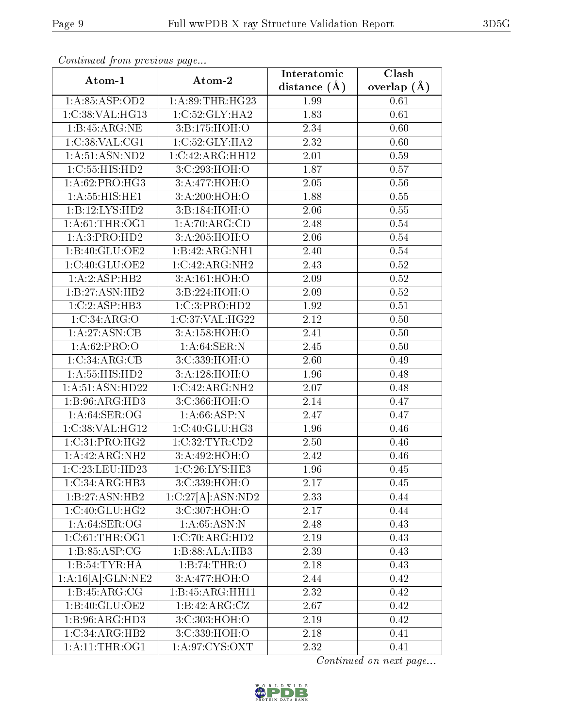*Continued from previous page...*

| Atom-1 | Atom-2 | Interatomic distance (Å) | Clash overlap (Å) |
|---|---|---|---|
| 1:A:85:ASP:OD2 | 1:A:89:THR:HG23 | 1.99 | 0.61 |
| 1:C:38:VAL:HG13 | 1:C:52:GLY:HA2 | 1.83 | 0.61 |
| 1:B:45:ARG:NE | 3:B:175:HOH:O | 2.34 | 0.60 |
| 1:C:38:VAL:CG1 | 1:C:52:GLY:HA2 | 2.32 | 0.60 |
| 1:A:51:ASN:ND2 | 1:C:42:ARG:HH12 | 2.01 | 0.59 |
| 1:C:55:HIS:HD2 | 3:C:293:HOH:O | 1.87 | 0.57 |
| 1:A:62:PRO:HG3 | 3:A:477:HOH:O | 2.05 | 0.56 |
| 1:A:55:HIS:HE1 | 3:A:200:HOH:O | 1.88 | 0.55 |
| 1:B:12:LYS:HD2 | 3:B:184:HOH:O | 2.06 | 0.55 |
| 1:A:61:THR:OG1 | 1:A:70:ARG:CD | 2.48 | 0.54 |
| 1:A:3:PRO:HD2 | 3:A:205:HOH:O | 2.06 | 0.54 |
| 1:B:40:GLU:OE2 | 1:B:42:ARG:NH1 | 2.40 | 0.54 |
| 1:C:40:GLU:OE2 | 1:C:42:ARG:NH2 | 2.43 | 0.52 |
| 1:A:2:ASP:HB2 | 3:A:161:HOH:O | 2.09 | 0.52 |
| 1:B:27:ASN:HB2 | 3:B:224:HOH:O | 2.09 | 0.52 |
| 1:C:2:ASP:HB3 | 1:C:3:PRO:HD2 | 1.92 | 0.51 |
| 1:C:34:ARG:O | 1:C:37:VAL:HG22 | 2.12 | 0.50 |
| 1:A:27:ASN:CB | 3:A:158:HOH:O | 2.41 | 0.50 |
| 1:A:62:PRO:O | 1:A:64:SER:N | 2.45 | 0.50 |
| 1:C:34:ARG:CB | 3:C:339:HOH:O | 2.60 | 0.49 |
| 1:A:55:HIS:HD2 | 3:A:128:HOH:O | 1.96 | 0.48 |
| 1:A:51:ASN:HD22 | 1:C:42:ARG:NH2 | 2.07 | 0.48 |
| 1:B:96:ARG:HD3 | 3:C:366:HOH:O | 2.14 | 0.47 |
| 1:A:64:SER:OG | 1:A:66:ASP:N | 2.47 | 0.47 |
| 1:C:38:VAL:HG12 | 1:C:40:GLU:HG3 | 1.96 | 0.46 |
| 1:C:31:PRO:HG2 | 1:C:32:TYR:CD2 | 2.50 | 0.46 |
| 1:A:42:ARG:NH2 | 3:A:492:HOH:O | 2.42 | 0.46 |
| 1:C:23:LEU:HD23 | 1:C:26:LYS:HE3 | 1.96 | 0.45 |
| 1:C:34:ARG:HB3 | 3:C:339:HOH:O | 2.17 | 0.45 |
| 1:B:27:ASN:HB2 | 1:C:27[A]:ASN:ND2 | 2.33 | 0.44 |
| 1:C:40:GLU:HG2 | 3:C:307:HOH:O | 2.17 | 0.44 |
| 1:A:64:SER:OG | 1:A:65:ASN:N | 2.48 | 0.43 |
| 1:C:61:THR:OG1 | 1:C:70:ARG:HD2 | 2.19 | 0.43 |
| 1:B:85:ASP:CG | 1:B:88:ALA:HB3 | 2.39 | 0.43 |
| 1:B:54:TYR:HA | 1:B:74:THR:O | 2.18 | 0.43 |
| 1:A:16[A]:GLN:NE2 | 3:A:477:HOH:O | 2.44 | 0.42 |
| 1:B:45:ARG:CG | 1:B:45:ARG:HH11 | 2.32 | 0.42 |
| 1:B:40:GLU:OE2 | 1:B:42:ARG:CZ | 2.67 | 0.42 |
| 1:B:96:ARG:HD3 | 3:C:303:HOH:O | 2.19 | 0.42 |
| 1:C:34:ARG:HB2 | 3:C:339:HOH:O | 2.18 | 0.41 |
| 1:A:11:THR:OG1 | 1:A:97:CYS:OXT | 2.32 | 0.41 |

*Continued on next page...*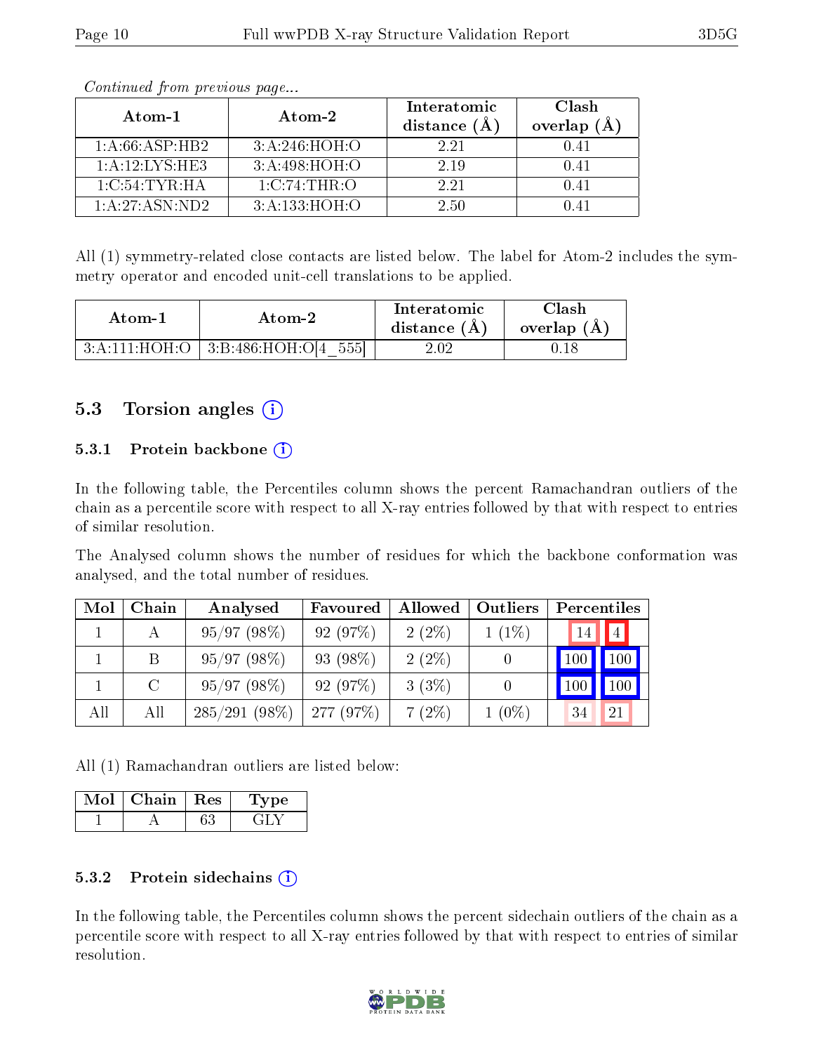*Continued from previous page...*

| Atom-1 | Atom-2 | Interatomic distance (Å) | Clash overlap (Å) |
|---|---|---|---|
| 1:A:66:ASP:HB2 | 3:A:246:HOH:O | 2.21 | 0.41 |
| 1:A:12:LYS:HE3 | 3:A:498:HOH:O | 2.19 | 0.41 |
| 1:C:54:TYR:HA | 1:C:74:THR:O | 2.21 | 0.41 |
| 1:A:27:ASN:ND2 | 3:A:133:HOH:O | 2.50 | 0.41 |

All (1) symmetry-related close contacts are listed below. The label for Atom-2 includes the symmetry operator and encoded unit-cell translations to be applied.

| Atom-1 | Atom-2 | Interatomic distance (Å) | Clash overlap (Å) |
|---|---|---|---|
| 3:A:111:HOH:O | 3:B:486:HOH:O[4_555] | 2.02 | 0.18 |

## 5.3 Torsion angles

### 5.3.1 Protein backbone

In the following table, the Percentiles column shows the percent Ramachandran outliers of the chain as a percentile score with respect to all X-ray entries followed by that with respect to entries of similar resolution.

The Analysed column shows the number of residues for which the backbone conformation was analysed, and the total number of residues.

| Mol | Chain | Analysed | Favoured | Allowed | Outliers | Percentiles | |
|---|---|---|---|---|---|---|---|
| 1 | A | 95/97 (98%) | 92 (97%) | 2 (2%) | 1 (1%) | 14 | 4 |
| 1 | B | 95/97 (98%) | 93 (98%) | 2 (2%) | 0 | 100 | 100 |
| 1 | C | 95/97 (98%) | 92 (97%) | 3 (3%) | 0 | 100 | 100 |
| All | All | 285/291 (98%) | 277 (97%) | 7 (2%) | 1 (0%) | 34 | 21 |

All (1) Ramachandran outliers are listed below:

| Mol | Chain | Res | Type |
|---|---|---|---|
| 1 | A | 63 | GLY |

### 5.3.2 Protein sidechains

In the following table, the Percentiles column shows the percent sidechain outliers of the chain as a percentile score with respect to all X-ray entries followed by that with respect to entries of similar resolution.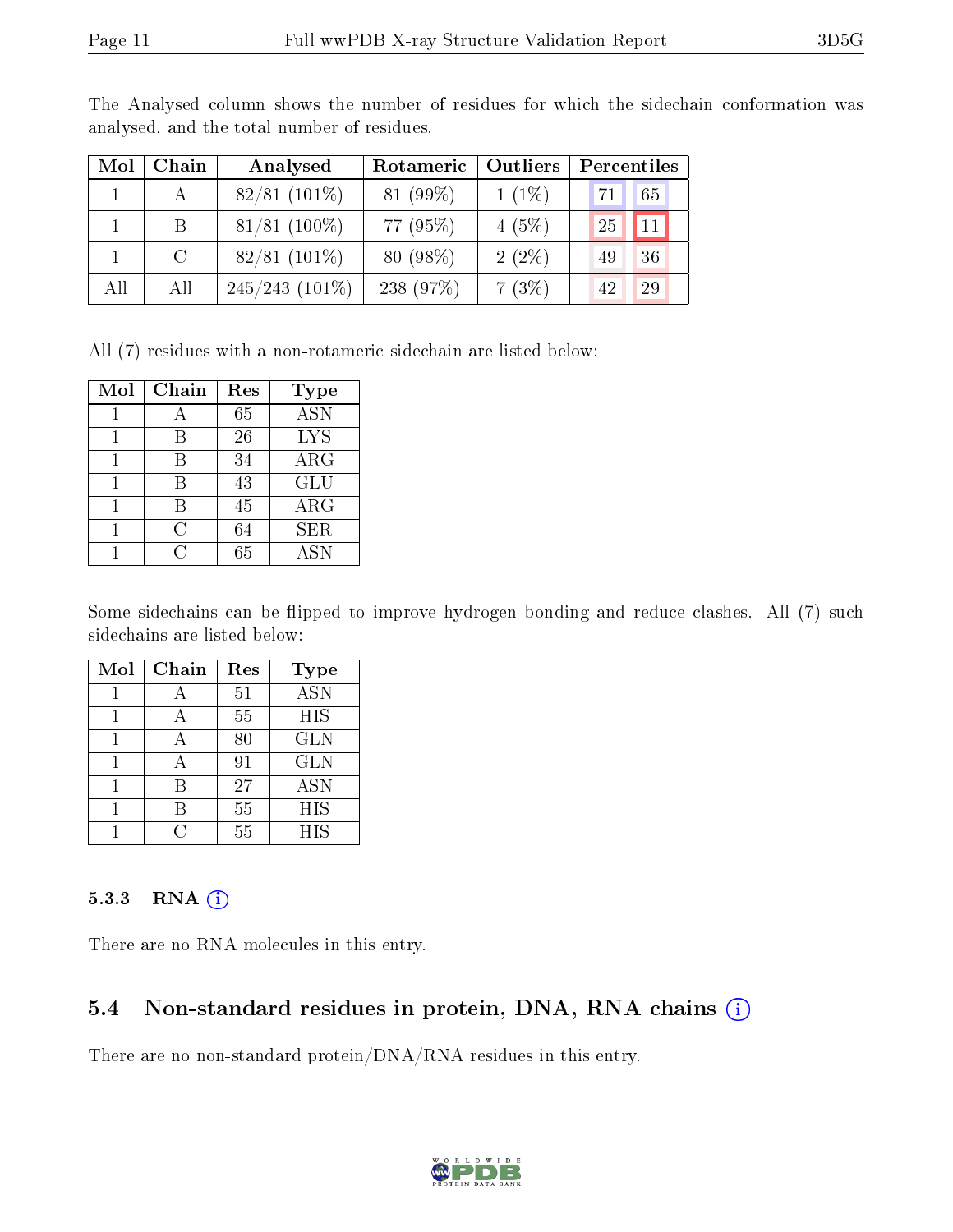The Analysed column shows the number of residues for which the sidechain conformation was analysed, and the total number of residues.

| Mol | Chain | Analysed | Rotameric | Outliers | Percentiles | |
|---|---|---|---|---|---|---|
| 1 | A | 82/81 (101%) | 81 (99%) | 1 (1%) | 71 | 65 |
| 1 | B | 81/81 (100%) | 77 (95%) | 4 (5%) | 25 | 11 |
| 1 | C | 82/81 (101%) | 80 (98%) | 2 (2%) | 49 | 36 |
| All | All | 245/243 (101%) | 238 (97%) | 7 (3%) | 42 | 29 |

All (7) residues with a non-rotameric sidechain are listed below:

| Mol | Chain | Res | Type |
|---|---|---|---|
| 1 | A | 65 | ASN |
| 1 | B | 26 | LYS |
| 1 | B | 34 | ARG |
| 1 | B | 43 | GLU |
| 1 | B | 45 | ARG |
| 1 | C | 64 | SER |
| 1 | C | 65 | ASN |

Some sidechains can be flipped to improve hydrogen bonding and reduce clashes. All (7) such sidechains are listed below:

| Mol | Chain | Res | Type |
|---|---|---|---|
| 1 | A | 51 | ASN |
| 1 | A | 55 | HIS |
| 1 | A | 80 | GLN |
| 1 | A | 91 | GLN |
| 1 | B | 27 | ASN |
| 1 | B | 55 | HIS |
| 1 | C | 55 | HIS |

#### 5.3.3 RNA

There are no RNA molecules in this entry.

### 5.4 Non-standard residues in protein, DNA, RNA chains

There are no non-standard protein/DNA/RNA residues in this entry.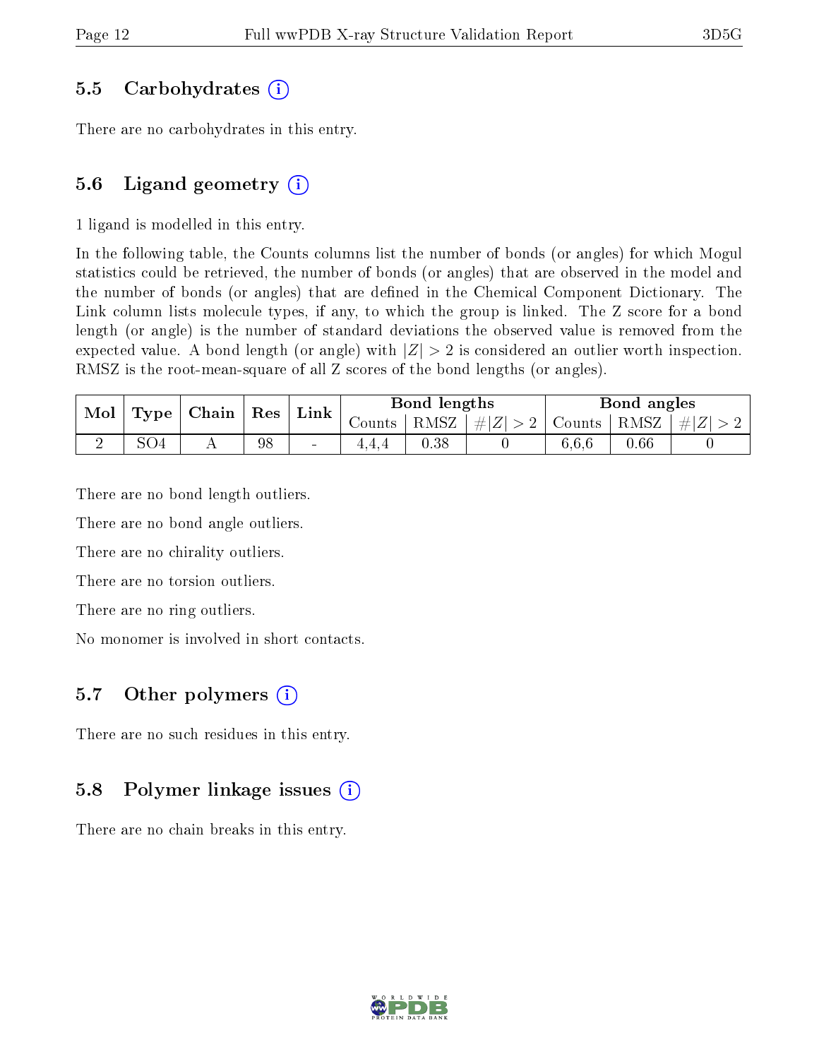### 5.5 Carbohydrates

There are no carbohydrates in this entry.

### 5.6 Ligand geometry

1 ligand is modelled in this entry.

In the following table, the Counts columns list the number of bonds (or angles) for which Mogul statistics could be retrieved, the number of bonds (or angles) that are observed in the model and the number of bonds (or angles) that are defined in the Chemical Component Dictionary. The Link column lists molecule types, if any, to which the group is linked. The Z score for a bond length (or angle) is the number of standard deviations the observed value is removed from the expected value. A bond length (or angle) with $|Z| > 2$ is considered an outlier worth inspection. RMSZ is the root-mean-square of all Z scores of the bond lengths (or angles).

| Mol | Type | Chain | Res | Link | Bond lengths | | | Bond angles | | |
|---|---|---|---|---|---|---|---|---|---|---|
| | | | | | Counts | RMSZ | $\#\|Z\| > 2$ | Counts | RMSZ | $\#\|Z\| > 2$ |
| 2 | SO4 | A | 98 | - | 4,4,4 | 0.38 | 0 | 6,6,6 | 0.66 | 0 |

There are no bond length outliers.

There are no bond angle outliers.

There are no chirality outliers.

There are no torsion outliers.

There are no ring outliers.

No monomer is involved in short contacts.

### 5.7 Other polymers

There are no such residues in this entry.

### 5.8 Polymer linkage issues

There are no chain breaks in this entry.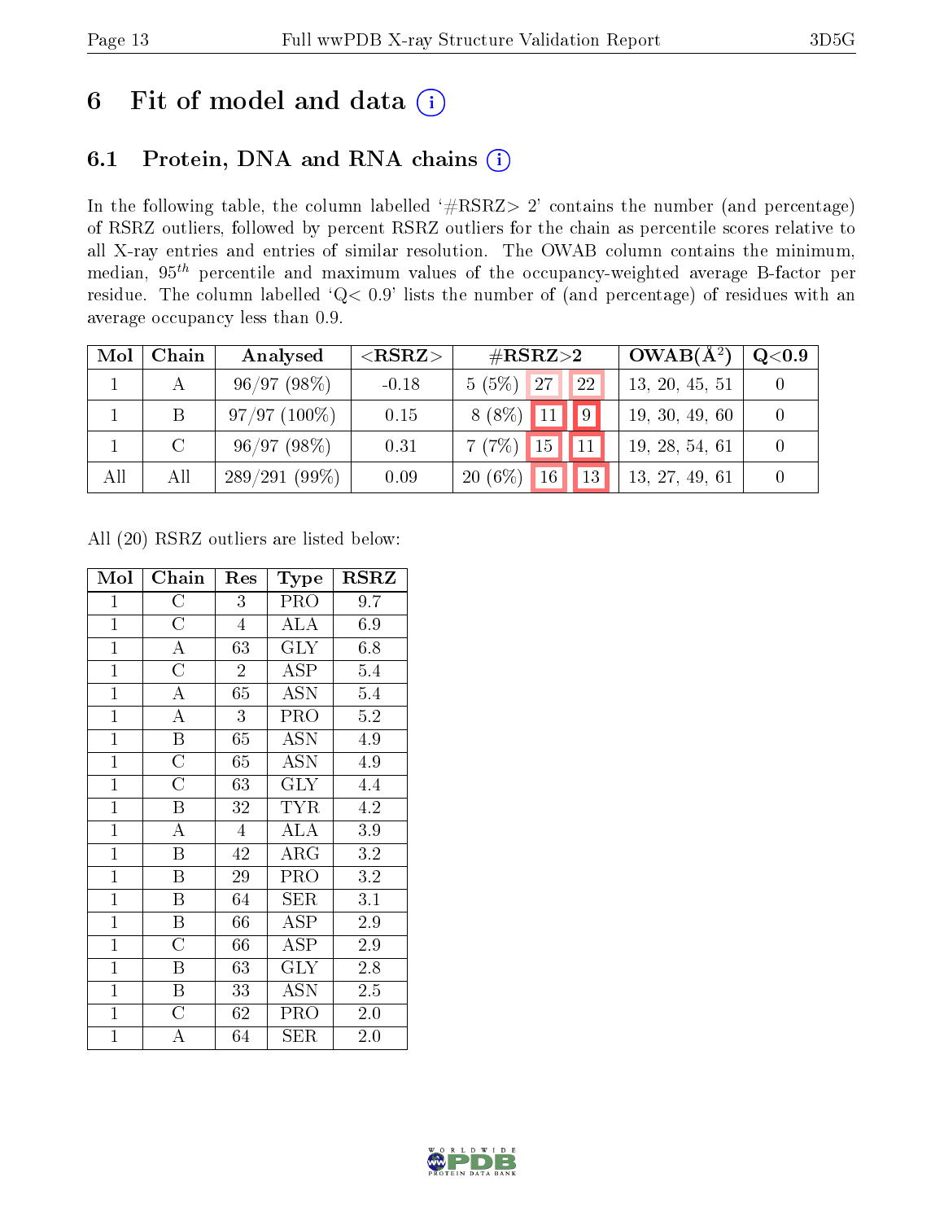# 6 Fit of model and data (i)

## 6.1 Protein, DNA and RNA chains (i)

In the following table, the column labelled '#RSRZ> 2' contains the number (and percentage) of RSRZ outliers, followed by percent RSRZ outliers for the chain as percentile scores relative to all X-ray entries and entries of similar resolution. The OWAB column contains the minimum, median, $95^{th}$ percentile and maximum values of the occupancy-weighted average B-factor per residue. The column labelled 'Q< 0.9' lists the number of (and percentage) of residues with an average occupancy less than 0.9.

| Mol | Chain | Analysed | <RSRZ> | #RSRZ>2 | | | OWAB(Å²) | Q<0.9 |
|---|---|---|---|---|---|---|---|---|
| 1 | A | 96/97 (98%) | -0.18 | 5 (5%) | 27 | 22 | 13, 20, 45, 51 | 0 |
| 1 | B | 97/97 (100%) | 0.15 | 8 (8%) | 11 | 9 | 19, 30, 49, 60 | 0 |
| 1 | C | 96/97 (98%) | 0.31 | 7 (7%) | 15 | 11 | 19, 28, 54, 61 | 0 |
| All | All | 289/291 (99%) | 0.09 | 20 (6%) | 16 | 13 | 13, 27, 49, 61 | 0 |

All (20) RSRZ outliers are listed below:

| Mol | Chain | Res | Type | RSRZ |
|---|---|---|---|---|
| 1 | C | 3 | PRO | 9.7 |
| 1 | C | 4 | ALA | 6.9 |
| 1 | A | 63 | GLY | 6.8 |
| 1 | C | 2 | ASP | 5.4 |
| 1 | A | 65 | ASN | 5.4 |
| 1 | A | 3 | PRO | 5.2 |
| 1 | B | 65 | ASN | 4.9 |
| 1 | C | 65 | ASN | 4.9 |
| 1 | C | 63 | GLY | 4.4 |
| 1 | B | 32 | TYR | 4.2 |
| 1 | A | 4 | ALA | 3.9 |
| 1 | B | 42 | ARG | 3.2 |
| 1 | B | 29 | PRO | 3.2 |
| 1 | B | 64 | SER | 3.1 |
| 1 | B | 66 | ASP | 2.9 |
| 1 | C | 66 | ASP | 2.9 |
| 1 | B | 63 | GLY | 2.8 |
| 1 | B | 33 | ASN | 2.5 |
| 1 | C | 62 | PRO | 2.0 |
| 1 | A | 64 | SER | 2.0 |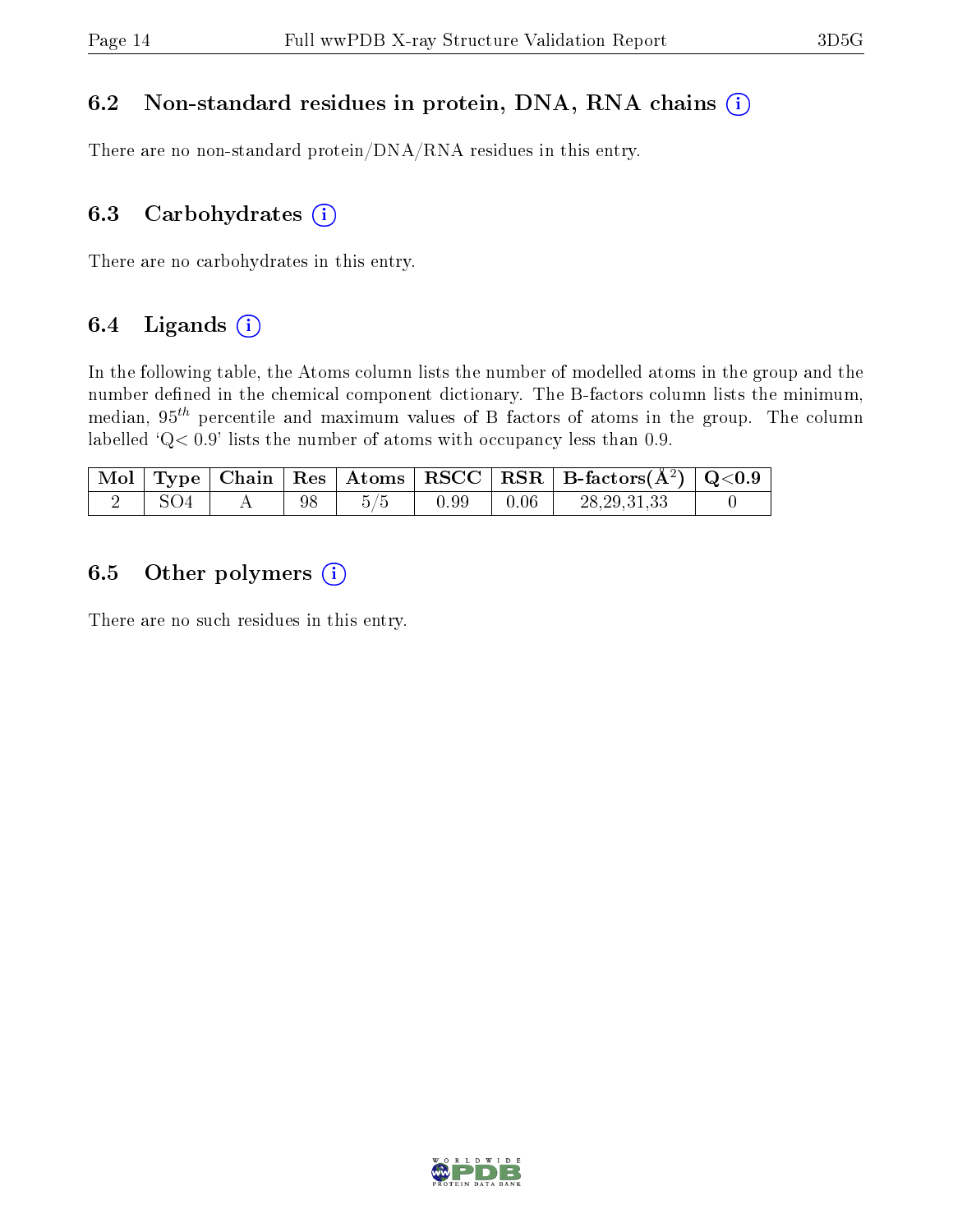### 6.2 Non-standard residues in protein, DNA, RNA chains

There are no non-standard protein/DNA/RNA residues in this entry.

### 6.3 Carbohydrates

There are no carbohydrates in this entry.

### 6.4 Ligands

In the following table, the Atoms column lists the number of modelled atoms in the group and the number defined in the chemical component dictionary. The B-factors column lists the minimum, median, $95^{th}$ percentile and maximum values of B factors of atoms in the group. The column labelled 'Q< 0.9' lists the number of atoms with occupancy less than 0.9.

| Mol | Type | Chain | Res | Atoms | RSCC | RSR | B-factors($Å^2$) | Q<0.9 |
|---|---|---|---|---|---|---|---|---|
| 2 | SO4 | A | 98 | 5/5 | 0.99 | 0.06 | 28,29,31,33 | 0 |

### 6.5 Other polymers

There are no such residues in this entry.